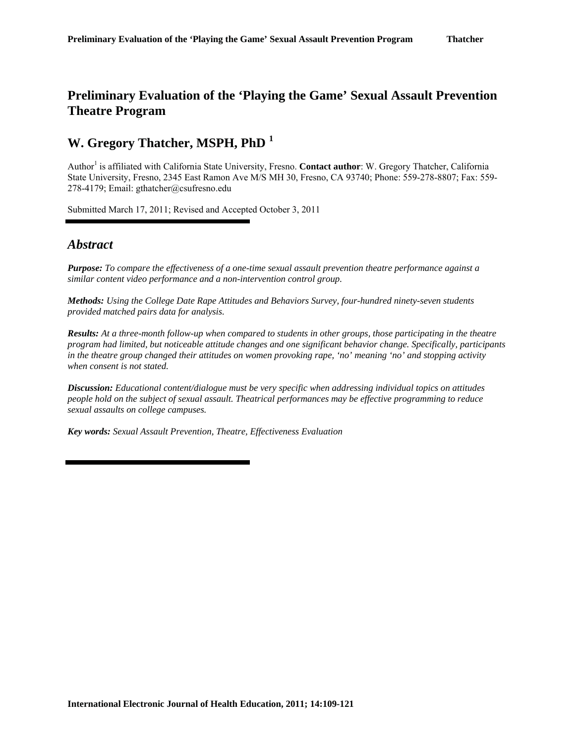# Preliminary Evaluation of the 'Playing the Game' Sexual Assault Prevention Theatre Program

## W. Gregory Thatcher, MSPH, PhD [1]

Author[1] is affiliated with California State University, Fresno. **Contact author**: W. Gregory Thatcher, California State University, Fresno, 2345 East Ramon Ave M/S MH 30, Fresno, CA 93740; Phone: 559-278-8807; Fax: 559-278-4179; Email: gthatcher@csufresno.edu

Submitted March 17, 2011; Revised and Accepted October 3, 2011

## *Abstract*

***Purpose:*** *To compare the effectiveness of a one-time sexual assault prevention theatre performance against a similar content video performance and a non-intervention control group.*

***Methods:*** *Using the College Date Rape Attitudes and Behaviors Survey, four-hundred ninety-seven students provided matched pairs data for analysis.*

***Results:*** *At a three-month follow-up when compared to students in other groups, those participating in the theatre program had limited, but noticeable attitude changes and one significant behavior change. Specifically, participants in the theatre group changed their attitudes on women provoking rape, 'no' meaning 'no' and stopping activity when consent is not stated.*

***Discussion:*** *Educational content/dialogue must be very specific when addressing individual topics on attitudes people hold on the subject of sexual assault. Theatrical performances may be effective programming to reduce sexual assaults on college campuses.*

***Key words:*** *Sexual Assault Prevention, Theatre, Effectiveness Evaluation*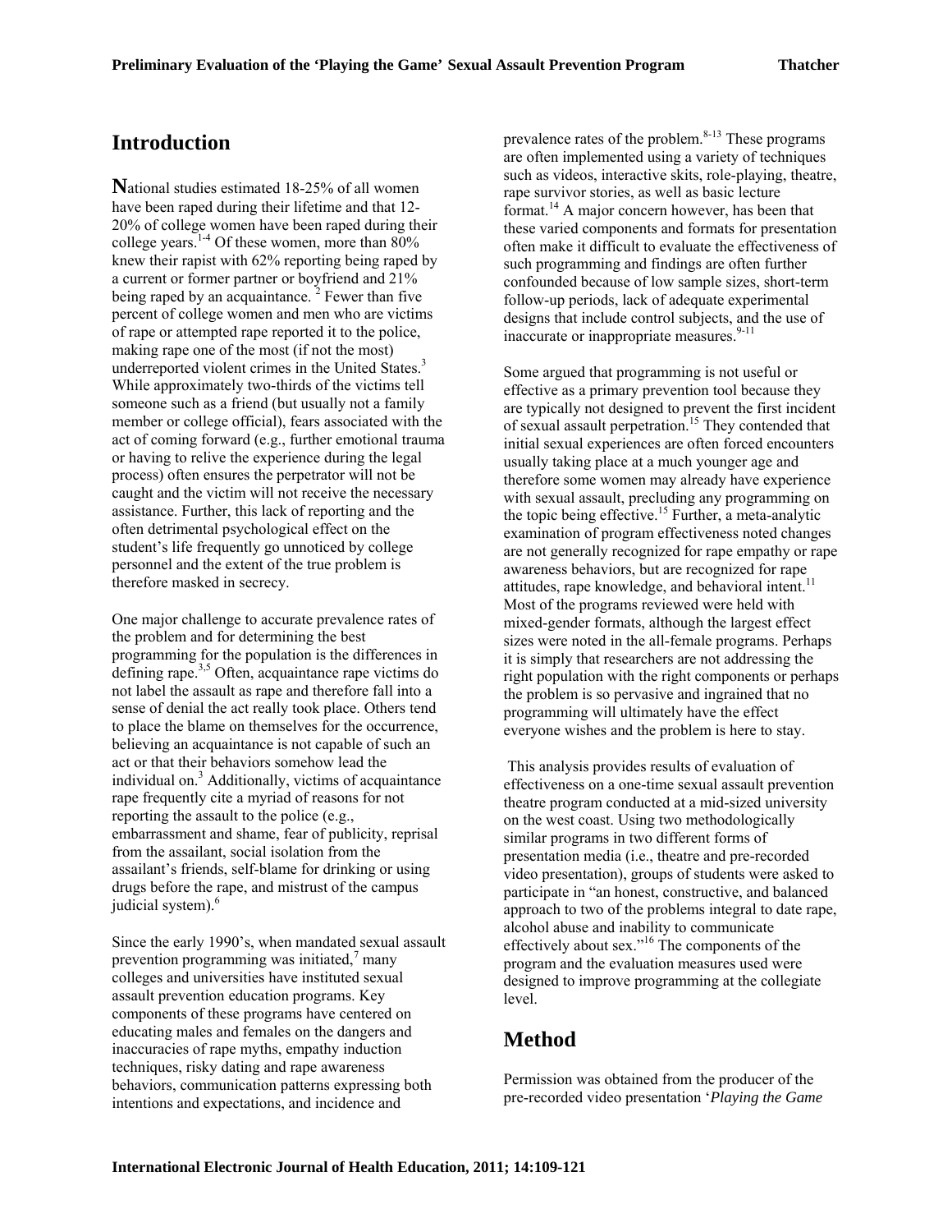## Introduction

**N**ational studies estimated 18-25% of all women have been raped during their lifetime and that 12-20% of college women have been raped during their college years.[1-4] Of these women, more than 80% knew their rapist with 62% reporting being raped by a current or former partner or boyfriend and 21% being raped by an acquaintance. [2] Fewer than five percent of college women and men who are victims of rape or attempted rape reported it to the police, making rape one of the most (if not the most) underreported violent crimes in the United States.[3] While approximately two-thirds of the victims tell someone such as a friend (but usually not a family member or college official), fears associated with the act of coming forward (e.g., further emotional trauma or having to relive the experience during the legal process) often ensures the perpetrator will not be caught and the victim will not receive the necessary assistance. Further, this lack of reporting and the often detrimental psychological effect on the student's life frequently go unnoticed by college personnel and the extent of the true problem is therefore masked in secrecy.

One major challenge to accurate prevalence rates of the problem and for determining the best programming for the population is the differences in defining rape.[3,5] Often, acquaintance rape victims do not label the assault as rape and therefore fall into a sense of denial the act really took place. Others tend to place the blame on themselves for the occurrence, believing an acquaintance is not capable of such an act or that their behaviors somehow lead the individual on.[3] Additionally, victims of acquaintance rape frequently cite a myriad of reasons for not reporting the assault to the police (e.g., embarrassment and shame, fear of publicity, reprisal from the assailant, social isolation from the assailant's friends, self-blame for drinking or using drugs before the rape, and mistrust of the campus judicial system).[6]

Since the early 1990's, when mandated sexual assault prevention programming was initiated,[7] many colleges and universities have instituted sexual assault prevention education programs. Key components of these programs have centered on educating males and females on the dangers and inaccuracies of rape myths, empathy induction techniques, risky dating and rape awareness behaviors, communication patterns expressing both intentions and expectations, and incidence and prevalence rates of the problem.[8-13] These programs are often implemented using a variety of techniques such as videos, interactive skits, role-playing, theatre, rape survivor stories, as well as basic lecture format.[14] A major concern however, has been that these varied components and formats for presentation often make it difficult to evaluate the effectiveness of such programming and findings are often further confounded because of low sample sizes, short-term follow-up periods, lack of adequate experimental designs that include control subjects, and the use of inaccurate or inappropriate measures.[9-11]

Some argued that programming is not useful or effective as a primary prevention tool because they are typically not designed to prevent the first incident of sexual assault perpetration.[15] They contended that initial sexual experiences are often forced encounters usually taking place at a much younger age and therefore some women may already have experience with sexual assault, precluding any programming on the topic being effective.[15] Further, a meta-analytic examination of program effectiveness noted changes are not generally recognized for rape empathy or rape awareness behaviors, but are recognized for rape attitudes, rape knowledge, and behavioral intent.[11] Most of the programs reviewed were held with mixed-gender formats, although the largest effect sizes were noted in the all-female programs. Perhaps it is simply that researchers are not addressing the right population with the right components or perhaps the problem is so pervasive and ingrained that no programming will ultimately have the effect everyone wishes and the problem is here to stay.

This analysis provides results of evaluation of effectiveness on a one-time sexual assault prevention theatre program conducted at a mid-sized university on the west coast. Using two methodologically similar programs in two different forms of presentation media (i.e., theatre and pre-recorded video presentation), groups of students were asked to participate in "an honest, constructive, and balanced approach to two of the problems integral to date rape, alcohol abuse and inability to communicate effectively about sex."[16] The components of the program and the evaluation measures used were designed to improve programming at the collegiate level.

## Method

Permission was obtained from the producer of the pre-recorded video presentation '*Playing the Game*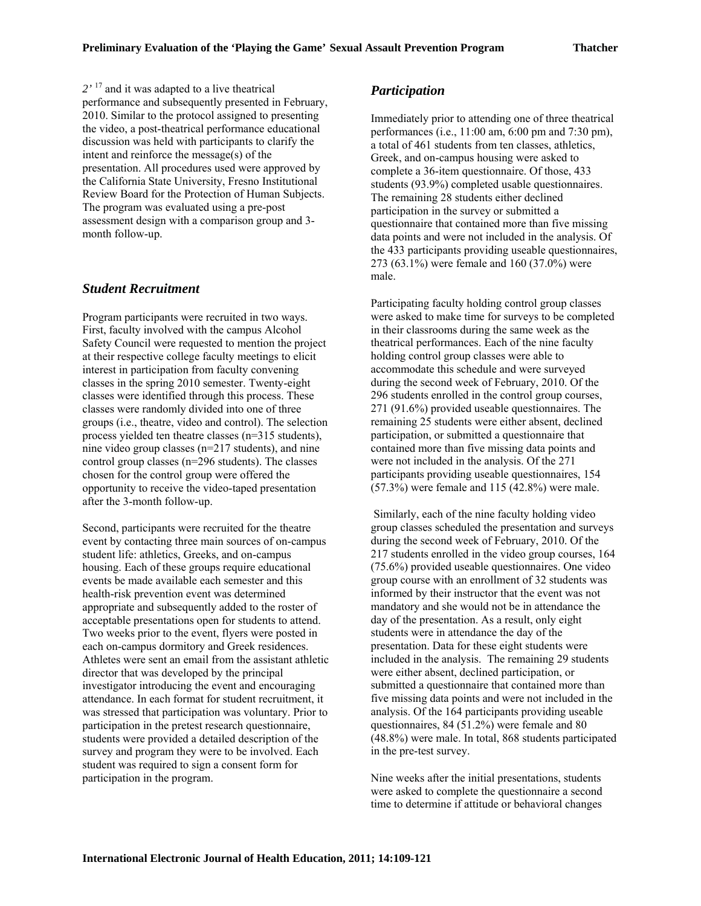*2'* [17] and it was adapted to a live theatrical performance and subsequently presented in February, 2010. Similar to the protocol assigned to presenting the video, a post-theatrical performance educational discussion was held with participants to clarify the intent and reinforce the message(s) of the presentation. All procedures used were approved by the California State University, Fresno Institutional Review Board for the Protection of Human Subjects. The program was evaluated using a pre-post assessment design with a comparison group and 3-month follow-up.

## *Student Recruitment*

Program participants were recruited in two ways. First, faculty involved with the campus Alcohol Safety Council were requested to mention the project at their respective college faculty meetings to elicit interest in participation from faculty convening classes in the spring 2010 semester. Twenty-eight classes were identified through this process. These classes were randomly divided into one of three groups (i.e., theatre, video and control). The selection process yielded ten theatre classes (n=315 students), nine video group classes (n=217 students), and nine control group classes (n=296 students). The classes chosen for the control group were offered the opportunity to receive the video-taped presentation after the 3-month follow-up.

Second, participants were recruited for the theatre event by contacting three main sources of on-campus student life: athletics, Greeks, and on-campus housing. Each of these groups require educational events be made available each semester and this health-risk prevention event was determined appropriate and subsequently added to the roster of acceptable presentations open for students to attend. Two weeks prior to the event, flyers were posted in each on-campus dormitory and Greek residences. Athletes were sent an email from the assistant athletic director that was developed by the principal investigator introducing the event and encouraging attendance. In each format for student recruitment, it was stressed that participation was voluntary. Prior to participation in the pretest research questionnaire, students were provided a detailed description of the survey and program they were to be involved. Each student was required to sign a consent form for participation in the program.

## *Participation*

Immediately prior to attending one of three theatrical performances (i.e., 11:00 am, 6:00 pm and 7:30 pm), a total of 461 students from ten classes, athletics, Greek, and on-campus housing were asked to complete a 36-item questionnaire. Of those, 433 students (93.9%) completed usable questionnaires. The remaining 28 students either declined participation in the survey or submitted a questionnaire that contained more than five missing data points and were not included in the analysis. Of the 433 participants providing useable questionnaires, 273 (63.1%) were female and 160 (37.0%) were male.

Participating faculty holding control group classes were asked to make time for surveys to be completed in their classrooms during the same week as the theatrical performances. Each of the nine faculty holding control group classes were able to accommodate this schedule and were surveyed during the second week of February, 2010. Of the 296 students enrolled in the control group courses, 271 (91.6%) provided useable questionnaires. The remaining 25 students were either absent, declined participation, or submitted a questionnaire that contained more than five missing data points and were not included in the analysis. Of the 271 participants providing useable questionnaires, 154 (57.3%) were female and 115 (42.8%) were male.

Similarly, each of the nine faculty holding video group classes scheduled the presentation and surveys during the second week of February, 2010. Of the 217 students enrolled in the video group courses, 164 (75.6%) provided useable questionnaires. One video group course with an enrollment of 32 students was informed by their instructor that the event was not mandatory and she would not be in attendance the day of the presentation. As a result, only eight students were in attendance the day of the presentation. Data for these eight students were included in the analysis. The remaining 29 students were either absent, declined participation, or submitted a questionnaire that contained more than five missing data points and were not included in the analysis. Of the 164 participants providing useable questionnaires, 84 (51.2%) were female and 80 (48.8%) were male. In total, 868 students participated in the pre-test survey.

Nine weeks after the initial presentations, students were asked to complete the questionnaire a second time to determine if attitude or behavioral changes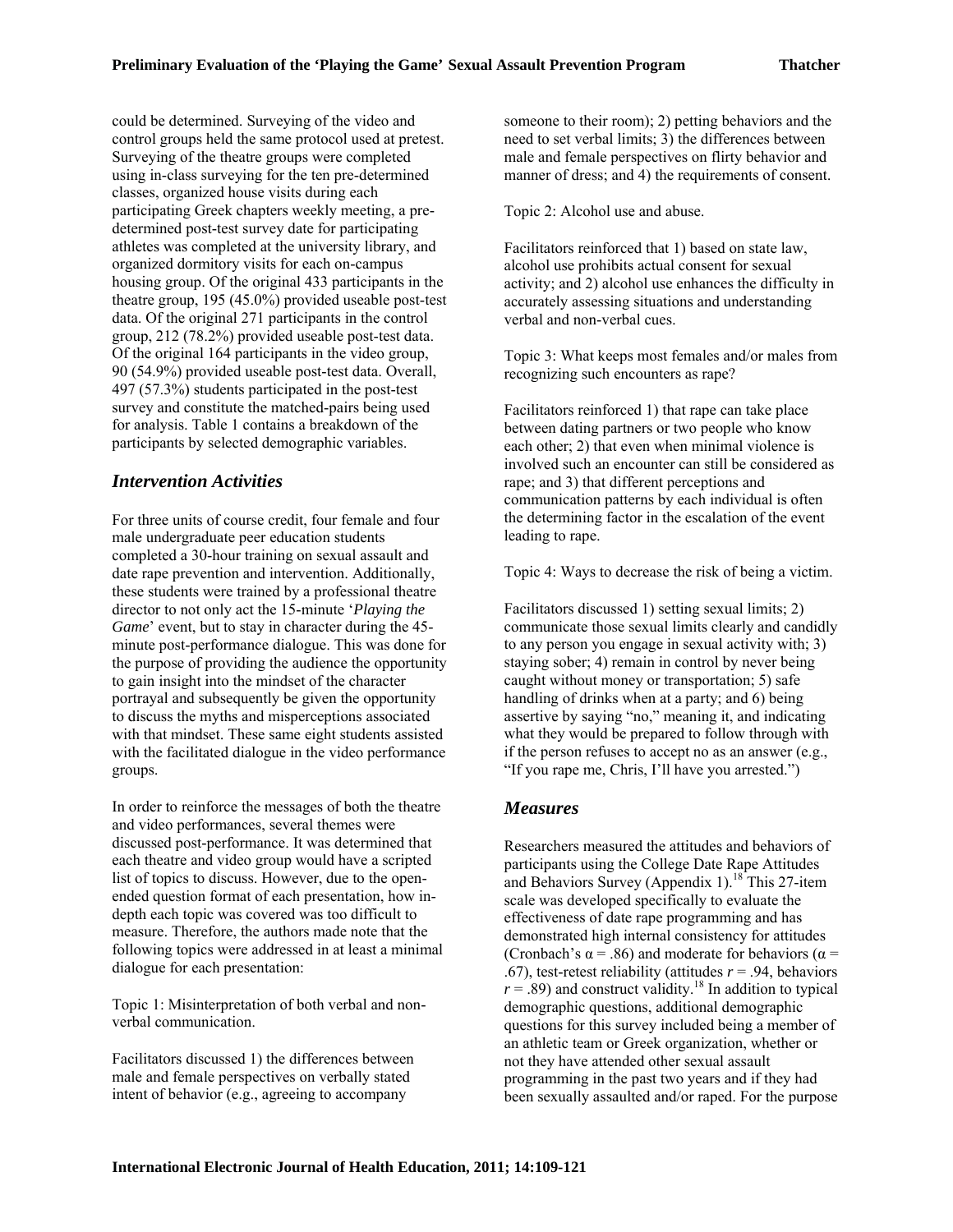could be determined. Surveying of the video and control groups held the same protocol used at pretest. Surveying of the theatre groups were completed using in-class surveying for the ten pre-determined classes, organized house visits during each participating Greek chapters weekly meeting, a pre-determined post-test survey date for participating athletes was completed at the university library, and organized dormitory visits for each on-campus housing group. Of the original 433 participants in the theatre group, 195 (45.0%) provided useable post-test data. Of the original 271 participants in the control group, 212 (78.2%) provided useable post-test data. Of the original 164 participants in the video group, 90 (54.9%) provided useable post-test data. Overall, 497 (57.3%) students participated in the post-test survey and constitute the matched-pairs being used for analysis. Table 1 contains a breakdown of the participants by selected demographic variables.

## *Intervention Activities*

For three units of course credit, four female and four male undergraduate peer education students completed a 30-hour training on sexual assault and date rape prevention and intervention. Additionally, these students were trained by a professional theatre director to not only act the 15-minute '*Playing the Game*' event, but to stay in character during the 45-minute post-performance dialogue. This was done for the purpose of providing the audience the opportunity to gain insight into the mindset of the character portrayal and subsequently be given the opportunity to discuss the myths and misperceptions associated with that mindset. These same eight students assisted with the facilitated dialogue in the video performance groups.

In order to reinforce the messages of both the theatre and video performances, several themes were discussed post-performance. It was determined that each theatre and video group would have a scripted list of topics to discuss. However, due to the open-ended question format of each presentation, how in-depth each topic was covered was too difficult to measure. Therefore, the authors made note that the following topics were addressed in at least a minimal dialogue for each presentation:

Topic 1: Misinterpretation of both verbal and non-verbal communication.

Facilitators discussed 1) the differences between male and female perspectives on verbally stated intent of behavior (e.g., agreeing to accompany someone to their room); 2) petting behaviors and the need to set verbal limits; 3) the differences between male and female perspectives on flirty behavior and manner of dress; and 4) the requirements of consent.

Topic 2: Alcohol use and abuse.

Facilitators reinforced that 1) based on state law, alcohol use prohibits actual consent for sexual activity; and 2) alcohol use enhances the difficulty in accurately assessing situations and understanding verbal and non-verbal cues.

Topic 3: What keeps most females and/or males from recognizing such encounters as rape?

Facilitators reinforced 1) that rape can take place between dating partners or two people who know each other; 2) that even when minimal violence is involved such an encounter can still be considered as rape; and 3) that different perceptions and communication patterns by each individual is often the determining factor in the escalation of the event leading to rape.

Topic 4: Ways to decrease the risk of being a victim.

Facilitators discussed 1) setting sexual limits; 2) communicate those sexual limits clearly and candidly to any person you engage in sexual activity with; 3) staying sober; 4) remain in control by never being caught without money or transportation; 5) safe handling of drinks when at a party; and 6) being assertive by saying "no," meaning it, and indicating what they would be prepared to follow through with if the person refuses to accept no as an answer (e.g., "If you rape me, Chris, I'll have you arrested.")

## *Measures*

Researchers measured the attitudes and behaviors of participants using the College Date Rape Attitudes and Behaviors Survey (Appendix 1).[18] This 27-item scale was developed specifically to evaluate the effectiveness of date rape programming and has demonstrated high internal consistency for attitudes (Cronbach's $\alpha = .86$) and moderate for behaviors ($\alpha = .67$), test-retest reliability (attitudes $r = .94$, behaviors $r = .89$) and construct validity.[18] In addition to typical demographic questions, additional demographic questions for this survey included being a member of an athletic team or Greek organization, whether or not they have attended other sexual assault programming in the past two years and if they had been sexually assaulted and/or raped. For the purpose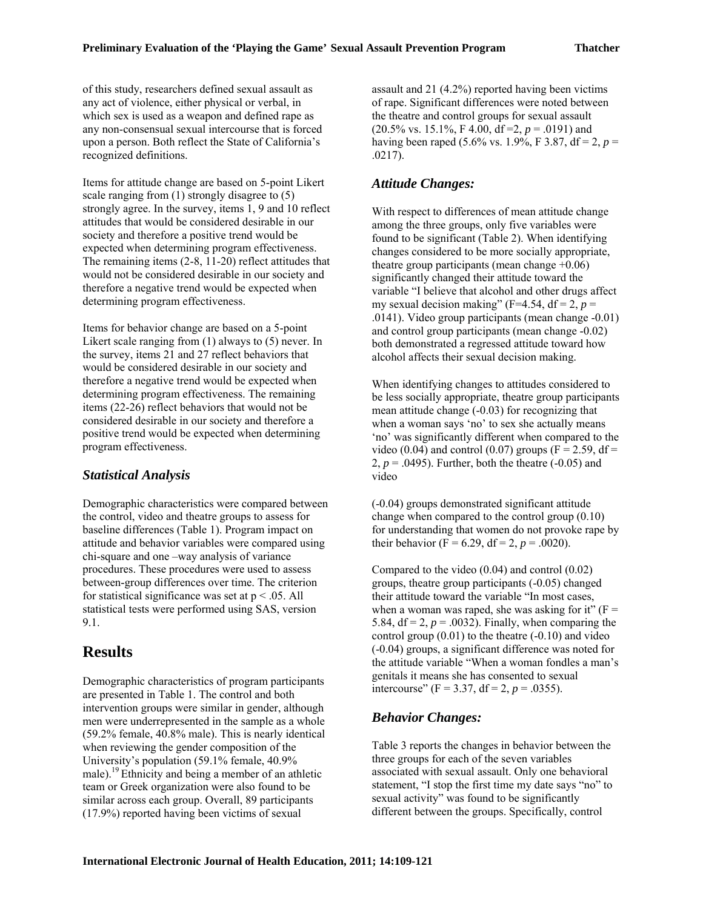of this study, researchers defined sexual assault as any act of violence, either physical or verbal, in which sex is used as a weapon and defined rape as any non-consensual sexual intercourse that is forced upon a person. Both reflect the State of California's recognized definitions.

Items for attitude change are based on 5-point Likert scale ranging from (1) strongly disagree to (5) strongly agree. In the survey, items 1, 9 and 10 reflect attitudes that would be considered desirable in our society and therefore a positive trend would be expected when determining program effectiveness. The remaining items (2-8, 11-20) reflect attitudes that would not be considered desirable in our society and therefore a negative trend would be expected when determining program effectiveness.

Items for behavior change are based on a 5-point Likert scale ranging from (1) always to (5) never. In the survey, items 21 and 27 reflect behaviors that would be considered desirable in our society and therefore a negative trend would be expected when determining program effectiveness. The remaining items (22-26) reflect behaviors that would not be considered desirable in our society and therefore a positive trend would be expected when determining program effectiveness.

## *Statistical Analysis*

Demographic characteristics were compared between the control, video and theatre groups to assess for baseline differences (Table 1). Program impact on attitude and behavior variables were compared using chi-square and one –way analysis of variance procedures. These procedures were used to assess between-group differences over time. The criterion for statistical significance was set at $p < .05$. All statistical tests were performed using SAS, version 9.1.

# Results

Demographic characteristics of program participants are presented in Table 1. The control and both intervention groups were similar in gender, although men were underrepresented in the sample as a whole (59.2% female, 40.8% male). This is nearly identical when reviewing the gender composition of the University's population (59.1% female, 40.9% male).[19] Ethnicity and being a member of an athletic team or Greek organization were also found to be similar across each group. Overall, 89 participants (17.9%) reported having been victims of sexual assault and 21 (4.2%) reported having been victims of rape. Significant differences were noted between the theatre and control groups for sexual assault (20.5% vs. 15.1%, F 4.00, df =2, $p$ = .0191) and having been raped (5.6% vs. 1.9%, F 3.87, df = 2, $p$ = .0217).

## *Attitude Changes:*

With respect to differences of mean attitude change among the three groups, only five variables were found to be significant (Table 2). When identifying changes considered to be more socially appropriate, theatre group participants (mean change +0.06) significantly changed their attitude toward the variable "I believe that alcohol and other drugs affect my sexual decision making" (F=4.54, df = 2, $p$ = .0141). Video group participants (mean change -0.01) and control group participants (mean change -0.02) both demonstrated a regressed attitude toward how alcohol affects their sexual decision making.

When identifying changes to attitudes considered to be less socially appropriate, theatre group participants mean attitude change (-0.03) for recognizing that when a woman says 'no' to sex she actually means 'no' was significantly different when compared to the video (0.04) and control (0.07) groups (F = 2.59, df = 2, $p$ = .0495). Further, both the theatre (-0.05) and video (-0.04) groups demonstrated significant attitude change when compared to the control group (0.10) for understanding that women do not provoke rape by their behavior (F = 6.29, df = 2, $p$ = .0020).

Compared to the video (0.04) and control (0.02) groups, theatre group participants (-0.05) changed their attitude toward the variable "In most cases, when a woman was raped, she was asking for it" (F = 5.84, df = 2, $p$ = .0032). Finally, when comparing the control group (0.01) to the theatre (-0.10) and video (-0.04) groups, a significant difference was noted for the attitude variable "When a woman fondles a man's genitals it means she has consented to sexual intercourse" (F = 3.37, df = 2, $p$ = .0355).

## *Behavior Changes:*

Table 3 reports the changes in behavior between the three groups for each of the seven variables associated with sexual assault. Only one behavioral statement, "I stop the first time my date says "no" to sexual activity" was found to be significantly different between the groups. Specifically, control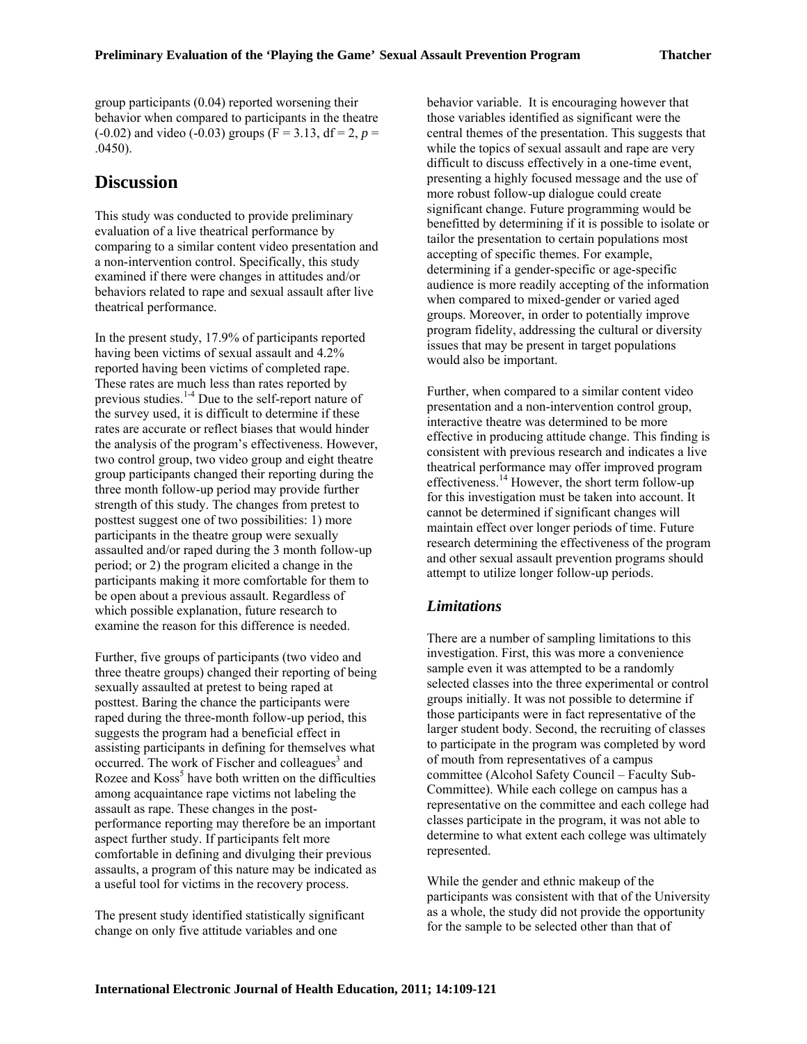group participants (0.04) reported worsening their behavior when compared to participants in the theatre (-0.02) and video (-0.03) groups ($F = 3.13$, $df = 2$, $p = .0450$).

## Discussion

This study was conducted to provide preliminary evaluation of a live theatrical performance by comparing to a similar content video presentation and a non-intervention control. Specifically, this study examined if there were changes in attitudes and/or behaviors related to rape and sexual assault after live theatrical performance.

In the present study, 17.9% of participants reported having been victims of sexual assault and 4.2% reported having been victims of completed rape. These rates are much less than rates reported by previous studies.[1-4] Due to the self-report nature of the survey used, it is difficult to determine if these rates are accurate or reflect biases that would hinder the analysis of the program's effectiveness. However, two control group, two video group and eight theatre group participants changed their reporting during the three month follow-up period may provide further strength of this study. The changes from pretest to posttest suggest one of two possibilities: 1) more participants in the theatre group were sexually assaulted and/or raped during the 3 month follow-up period; or 2) the program elicited a change in the participants making it more comfortable for them to be open about a previous assault. Regardless of which possible explanation, future research to examine the reason for this difference is needed.

Further, five groups of participants (two video and three theatre groups) changed their reporting of being sexually assaulted at pretest to being raped at posttest. Baring the chance the participants were raped during the three-month follow-up period, this suggests the program had a beneficial effect in assisting participants in defining for themselves what occurred. The work of Fischer and colleagues[3] and Rozee and Koss[5] have both written on the difficulties among acquaintance rape victims not labeling the assault as rape. These changes in the post-performance reporting may therefore be an important aspect further study. If participants felt more comfortable in defining and divulging their previous assaults, a program of this nature may be indicated as a useful tool for victims in the recovery process.

The present study identified statistically significant change on only five attitude variables and one behavior variable. It is encouraging however that those variables identified as significant were the central themes of the presentation. This suggests that while the topics of sexual assault and rape are very difficult to discuss effectively in a one-time event, presenting a highly focused message and the use of more robust follow-up dialogue could create significant change. Future programming would be benefitted by determining if it is possible to isolate or tailor the presentation to certain populations most accepting of specific themes. For example, determining if a gender-specific or age-specific audience is more readily accepting of the information when compared to mixed-gender or varied aged groups. Moreover, in order to potentially improve program fidelity, addressing the cultural or diversity issues that may be present in target populations would also be important.

Further, when compared to a similar content video presentation and a non-intervention control group, interactive theatre was determined to be more effective in producing attitude change. This finding is consistent with previous research and indicates a live theatrical performance may offer improved program effectiveness.[14] However, the short term follow-up for this investigation must be taken into account. It cannot be determined if significant changes will maintain effect over longer periods of time. Future research determining the effectiveness of the program and other sexual assault prevention programs should attempt to utilize longer follow-up periods.

### *Limitations*

There are a number of sampling limitations to this investigation. First, this was more a convenience sample even it was attempted to be a randomly selected classes into the three experimental or control groups initially. It was not possible to determine if those participants were in fact representative of the larger student body. Second, the recruiting of classes to participate in the program was completed by word of mouth from representatives of a campus committee (Alcohol Safety Council – Faculty Sub-Committee). While each college on campus has a representative on the committee and each college had classes participate in the program, it was not able to determine to what extent each college was ultimately represented.

While the gender and ethnic makeup of the participants was consistent with that of the University as a whole, the study did not provide the opportunity for the sample to be selected other than that of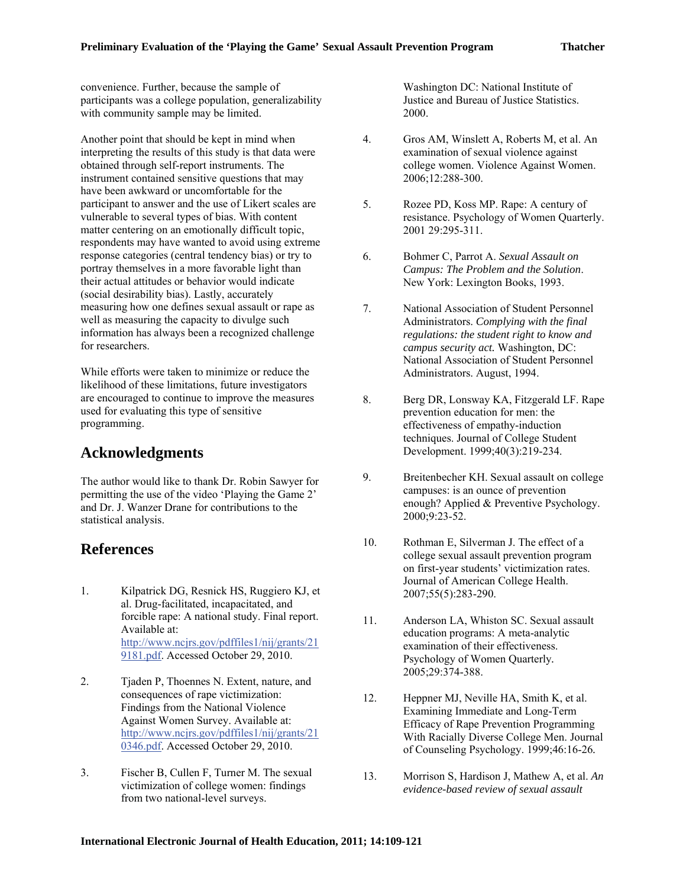convenience. Further, because the sample of participants was a college population, generalizability with community sample may be limited.

Another point that should be kept in mind when interpreting the results of this study is that data were obtained through self-report instruments. The instrument contained sensitive questions that may have been awkward or uncomfortable for the participant to answer and the use of Likert scales are vulnerable to several types of bias. With content matter centering on an emotionally difficult topic, respondents may have wanted to avoid using extreme response categories (central tendency bias) or try to portray themselves in a more favorable light than their actual attitudes or behavior would indicate (social desirability bias). Lastly, accurately measuring how one defines sexual assault or rape as well as measuring the capacity to divulge such information has always been a recognized challenge for researchers.

While efforts were taken to minimize or reduce the likelihood of these limitations, future investigators are encouraged to continue to improve the measures used for evaluating this type of sensitive programming.

## Acknowledgments

The author would like to thank Dr. Robin Sawyer for permitting the use of the video 'Playing the Game 2' and Dr. J. Wanzer Drane for contributions to the statistical analysis.

## References

1. Kilpatrick DG, Resnick HS, Ruggiero KJ, et al. Drug-facilitated, incapacitated, and forcible rape: A national study. Final report. Available at: http://www.ncjrs.gov/pdffiles1/nij/grants/219181.pdf. Accessed October 29, 2010.

2. Tjaden P, Thoennes N. Extent, nature, and consequences of rape victimization: Findings from the National Violence Against Women Survey. Available at: http://www.ncjrs.gov/pdffiles1/nij/grants/210346.pdf. Accessed October 29, 2010.

3. Fischer B, Cullen F, Turner M. The sexual victimization of college women: findings from two national-level surveys. Washington DC: National Institute of Justice and Bureau of Justice Statistics. 2000.

4. Gros AM, Winslett A, Roberts M, et al. An examination of sexual violence against college women. Violence Against Women. 2006;12:288-300.

5. Rozee PD, Koss MP. Rape: A century of resistance. Psychology of Women Quarterly. 2001 29:295-311.

6. Bohmer C, Parrot A. *Sexual Assault on Campus: The Problem and the Solution*. New York: Lexington Books, 1993.

7. National Association of Student Personnel Administrators. *Complying with the final regulations: the student right to know and campus security act.* Washington, DC: National Association of Student Personnel Administrators. August, 1994.

8. Berg DR, Lonsway KA, Fitzgerald LF. Rape prevention education for men: the effectiveness of empathy-induction techniques. Journal of College Student Development. 1999;40(3):219-234.

9. Breitenbecher KH. Sexual assault on college campuses: is an ounce of prevention enough? Applied & Preventive Psychology. 2000;9:23-52.

10. Rothman E, Silverman J. The effect of a college sexual assault prevention program on first-year students' victimization rates. Journal of American College Health. 2007;55(5):283-290.

11. Anderson LA, Whiston SC. Sexual assault education programs: A meta-analytic examination of their effectiveness. Psychology of Women Quarterly. 2005;29:374-388.

12. Heppner MJ, Neville HA, Smith K, et al. Examining Immediate and Long-Term Efficacy of Rape Prevention Programming With Racially Diverse College Men. Journal of Counseling Psychology. 1999;46:16-26.

13. Morrison S, Hardison J, Mathew A, et al. *An evidence-based review of sexual assault*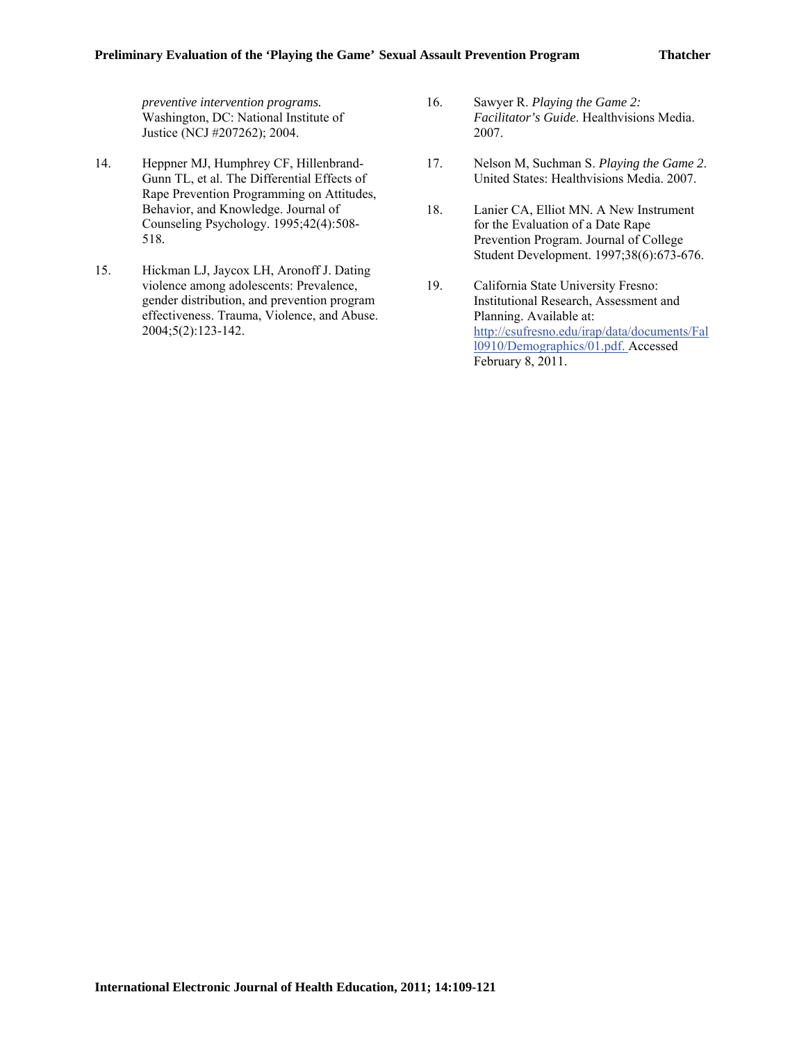*preventive intervention programs.* Washington, DC: National Institute of Justice (NCJ #207262); 2004.

14. Heppner MJ, Humphrey CF, Hillenbrand-Gunn TL, et al. The Differential Effects of Rape Prevention Programming on Attitudes, Behavior, and Knowledge. Journal of Counseling Psychology. 1995;42(4):508-518.

15. Hickman LJ, Jaycox LH, Aronoff J. Dating violence among adolescents: Prevalence, gender distribution, and prevention program effectiveness. Trauma, Violence, and Abuse. 2004;5(2):123-142.

16. Sawyer R. *Playing the Game 2: Facilitator's Guide*. Healthvisions Media. 2007.

17. Nelson M, Suchman S. *Playing the Game 2*. United States: Healthvisions Media. 2007.

18. Lanier CA, Elliot MN. A New Instrument for the Evaluation of a Date Rape Prevention Program. Journal of College Student Development. 1997;38(6):673-676.

19. California State University Fresno: Institutional Research, Assessment and Planning. Available at: http://csufresno.edu/irap/data/documents/Fall0910/Demographics/01.pdf. Accessed February 8, 2011.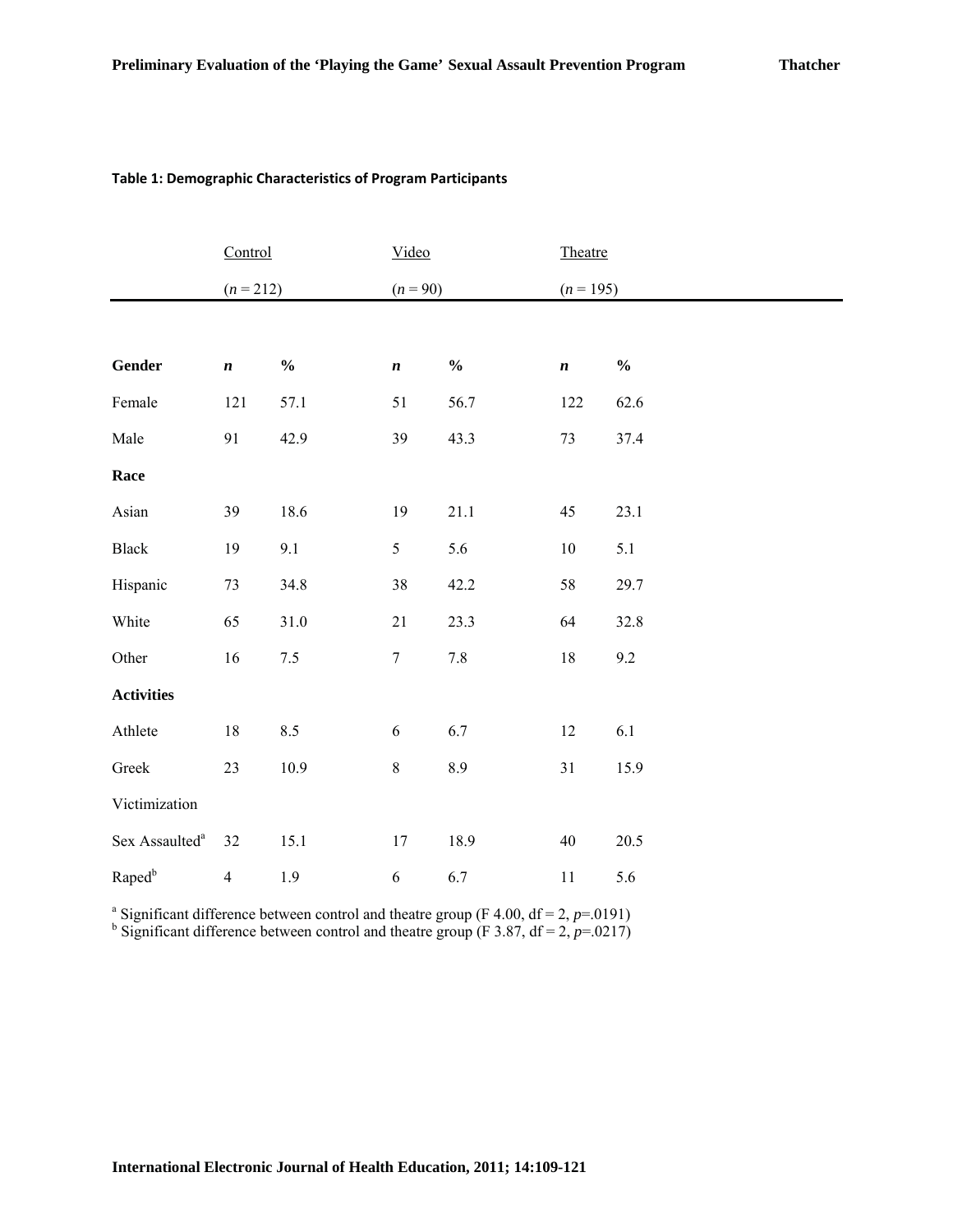**Table 1: Demographic Characteristics of Program Participants**

| | Control ($n$ = 212) | | Video ($n$ = 90) | | Theatre ($n$ = 195) | |
|---|---|---|---|---|---|---|
| **Gender** | ***n*** | **%** | ***n*** | **%** | ***n*** | **%** |
| Female | 121 | 57.1 | 51 | 56.7 | 122 | 62.6 |
| Male | 91 | 42.9 | 39 | 43.3 | 73 | 37.4 |
| **Race** | | | | | | |
| Asian | 39 | 18.6 | 19 | 21.1 | 45 | 23.1 |
| Black | 19 | 9.1 | 5 | 5.6 | 10 | 5.1 |
| Hispanic | 73 | 34.8 | 38 | 42.2 | 58 | 29.7 |
| White | 65 | 31.0 | 21 | 23.3 | 64 | 32.8 |
| Other | 16 | 7.5 | 7 | 7.8 | 18 | 9.2 |
| **Activities** | | | | | | |
| Athlete | 18 | 8.5 | 6 | 6.7 | 12 | 6.1 |
| Greek | 23 | 10.9 | 8 | 8.9 | 31 | 15.9 |
| Victimization | | | | | | |
| Sex Assaulted[a] | 32 | 15.1 | 17 | 18.9 | 40 | 20.5 |
| Raped[b] | 4 | 1.9 | 6 | 6.7 | 11 | 5.6 |

[a] Significant difference between control and theatre group (F 4.00, df = 2, $p$=.0191)
[b] Significant difference between control and theatre group (F 3.87, df = 2, $p$=.0217)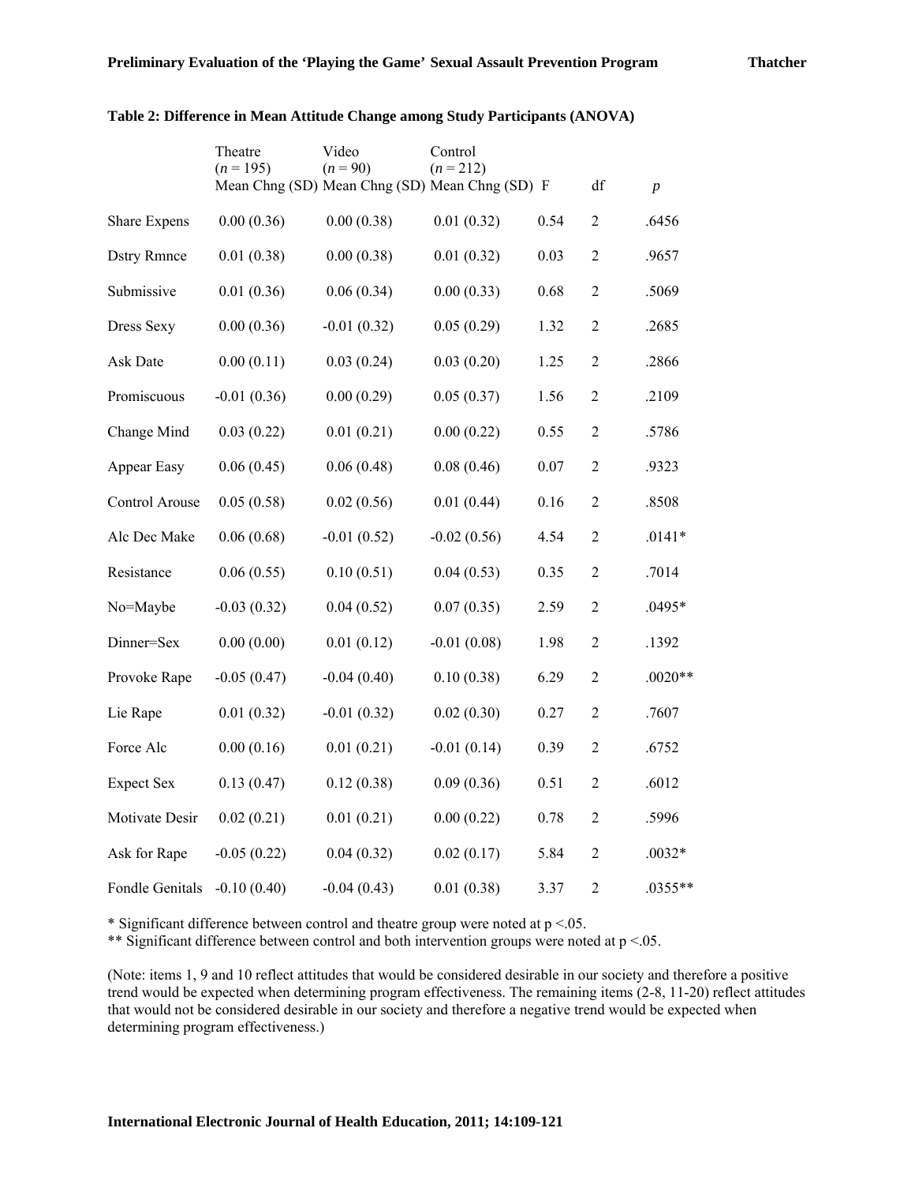**Table 2: Difference in Mean Attitude Change among Study Participants (ANOVA)**

| | Theatre ($n$ = 195) Mean Chng (SD) | Video ($n$ = 90) Mean Chng (SD) | Control ($n$ = 212) Mean Chng (SD) | F | df | $p$ |
|---|---|---|---|---|---|---|
| Share Expens | 0.00 (0.36) | 0.00 (0.38) | 0.01 (0.32) | 0.54 | 2 | .6456 |
| Dstry Rmnce | 0.01 (0.38) | 0.00 (0.38) | 0.01 (0.32) | 0.03 | 2 | .9657 |
| Submissive | 0.01 (0.36) | 0.06 (0.34) | 0.00 (0.33) | 0.68 | 2 | .5069 |
| Dress Sexy | 0.00 (0.36) | -0.01 (0.32) | 0.05 (0.29) | 1.32 | 2 | .2685 |
| Ask Date | 0.00 (0.11) | 0.03 (0.24) | 0.03 (0.20) | 1.25 | 2 | .2866 |
| Promiscuous | -0.01 (0.36) | 0.00 (0.29) | 0.05 (0.37) | 1.56 | 2 | .2109 |
| Change Mind | 0.03 (0.22) | 0.01 (0.21) | 0.00 (0.22) | 0.55 | 2 | .5786 |
| Appear Easy | 0.06 (0.45) | 0.06 (0.48) | 0.08 (0.46) | 0.07 | 2 | .9323 |
| Control Arouse | 0.05 (0.58) | 0.02 (0.56) | 0.01 (0.44) | 0.16 | 2 | .8508 |
| Alc Dec Make | 0.06 (0.68) | -0.01 (0.52) | -0.02 (0.56) | 4.54 | 2 | .0141* |
| Resistance | 0.06 (0.55) | 0.10 (0.51) | 0.04 (0.53) | 0.35 | 2 | .7014 |
| No=Maybe | -0.03 (0.32) | 0.04 (0.52) | 0.07 (0.35) | 2.59 | 2 | .0495* |
| Dinner=Sex | 0.00 (0.00) | 0.01 (0.12) | -0.01 (0.08) | 1.98 | 2 | .1392 |
| Provoke Rape | -0.05 (0.47) | -0.04 (0.40) | 0.10 (0.38) | 6.29 | 2 | .0020** |
| Lie Rape | 0.01 (0.32) | -0.01 (0.32) | 0.02 (0.30) | 0.27 | 2 | .7607 |
| Force Alc | 0.00 (0.16) | 0.01 (0.21) | -0.01 (0.14) | 0.39 | 2 | .6752 |
| Expect Sex | 0.13 (0.47) | 0.12 (0.38) | 0.09 (0.36) | 0.51 | 2 | .6012 |
| Motivate Desir | 0.02 (0.21) | 0.01 (0.21) | 0.00 (0.22) | 0.78 | 2 | .5996 |
| Ask for Rape | -0.05 (0.22) | 0.04 (0.32) | 0.02 (0.17) | 5.84 | 2 | .0032* |
| Fondle Genitals | -0.10 (0.40) | -0.04 (0.43) | 0.01 (0.38) | 3.37 | 2 | .0355** |

\* Significant difference between control and theatre group were noted at $p < .05$.

\*\* Significant difference between control and both intervention groups were noted at $p < .05$.

(Note: items 1, 9 and 10 reflect attitudes that would be considered desirable in our society and therefore a positive trend would be expected when determining program effectiveness. The remaining items (2-8, 11-20) reflect attitudes that would not be considered desirable in our society and therefore a negative trend would be expected when determining program effectiveness.)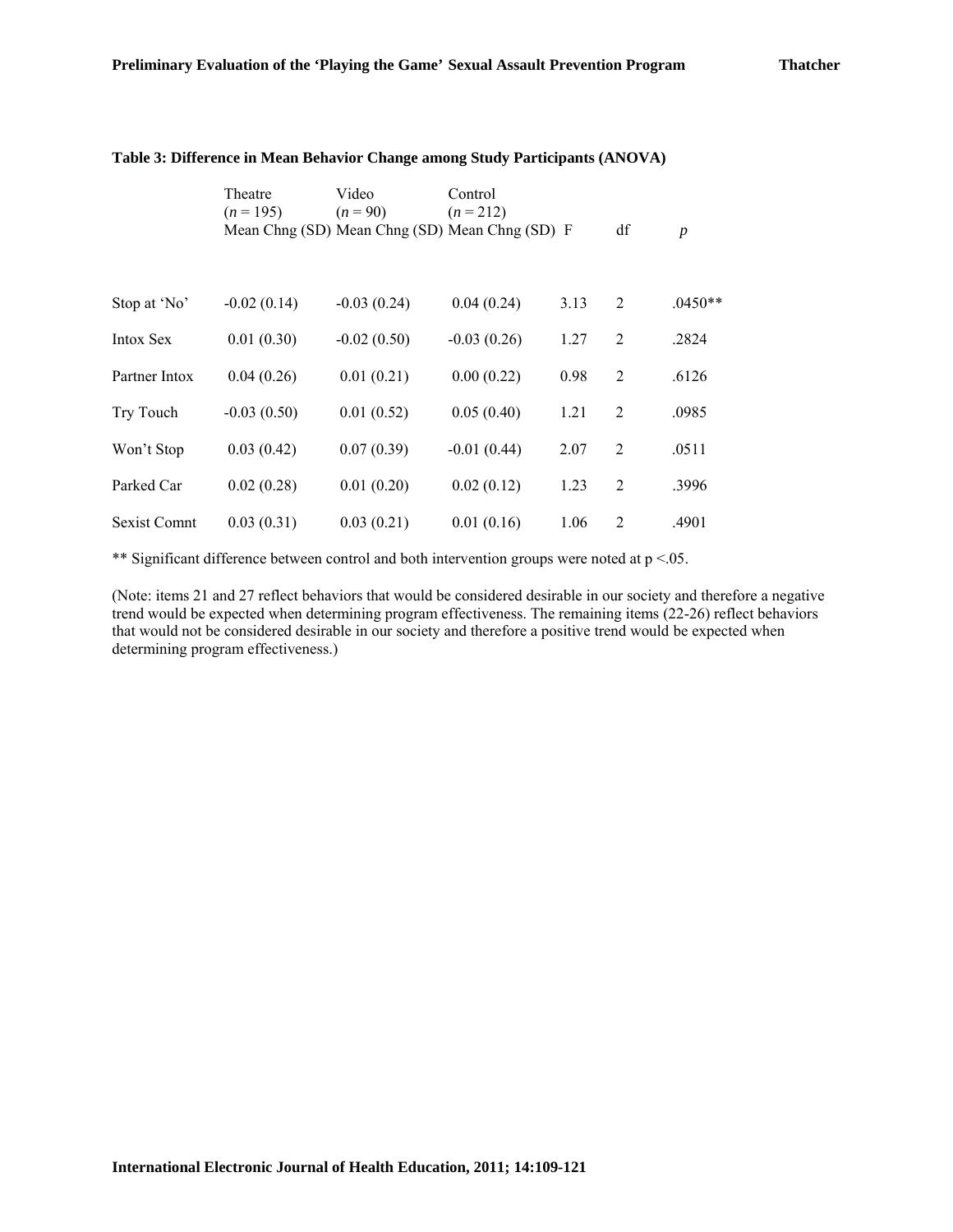**Table 3: Difference in Mean Behavior Change among Study Participants (ANOVA)**

| | Theatre ($n$ = 195) Mean Chng (SD) | Video ($n$ = 90) Mean Chng (SD) | Control ($n$ = 212) Mean Chng (SD) | F | df | $p$ |
|---|---|---|---|---|---|---|
| Stop at 'No' | -0.02 (0.14) | -0.03 (0.24) | 0.04 (0.24) | 3.13 | 2 | .0450** |
| Intox Sex | 0.01 (0.30) | -0.02 (0.50) | -0.03 (0.26) | 1.27 | 2 | .2824 |
| Partner Intox | 0.04 (0.26) | 0.01 (0.21) | 0.00 (0.22) | 0.98 | 2 | .6126 |
| Try Touch | -0.03 (0.50) | 0.01 (0.52) | 0.05 (0.40) | 1.21 | 2 | .0985 |
| Won't Stop | 0.03 (0.42) | 0.07 (0.39) | -0.01 (0.44) | 2.07 | 2 | .0511 |
| Parked Car | 0.02 (0.28) | 0.01 (0.20) | 0.02 (0.12) | 1.23 | 2 | .3996 |
| Sexist Comnt | 0.03 (0.31) | 0.03 (0.21) | 0.01 (0.16) | 1.06 | 2 | .4901 |

** Significant difference between control and both intervention groups were noted at $p < .05$.

(Note: items 21 and 27 reflect behaviors that would be considered desirable in our society and therefore a negative trend would be expected when determining program effectiveness. The remaining items (22-26) reflect behaviors that would not be considered desirable in our society and therefore a positive trend would be expected when determining program effectiveness.)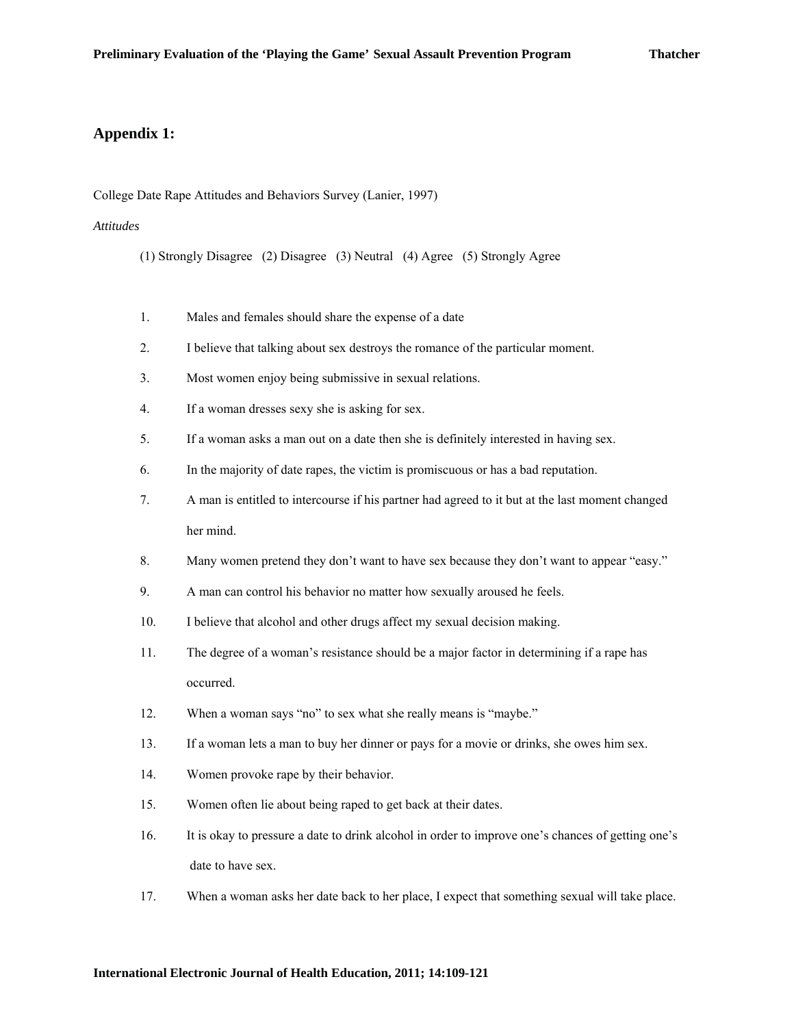## Appendix 1:

College Date Rape Attitudes and Behaviors Survey (Lanier, 1997)

*Attitudes*

(1) Strongly Disagree (2) Disagree (3) Neutral (4) Agree (5) Strongly Agree

1. Males and females should share the expense of a date
2. I believe that talking about sex destroys the romance of the particular moment.
3. Most women enjoy being submissive in sexual relations.
4. If a woman dresses sexy she is asking for sex.
5. If a woman asks a man out on a date then she is definitely interested in having sex.
6. In the majority of date rapes, the victim is promiscuous or has a bad reputation.
7. A man is entitled to intercourse if his partner had agreed to it but at the last moment changed her mind.
8. Many women pretend they don't want to have sex because they don't want to appear "easy."
9. A man can control his behavior no matter how sexually aroused he feels.
10. I believe that alcohol and other drugs affect my sexual decision making.
11. The degree of a woman's resistance should be a major factor in determining if a rape has occurred.
12. When a woman says "no" to sex what she really means is "maybe."
13. If a woman lets a man to buy her dinner or pays for a movie or drinks, she owes him sex.
14. Women provoke rape by their behavior.
15. Women often lie about being raped to get back at their dates.
16. It is okay to pressure a date to drink alcohol in order to improve one's chances of getting one's date to have sex.
17. When a woman asks her date back to her place, I expect that something sexual will take place.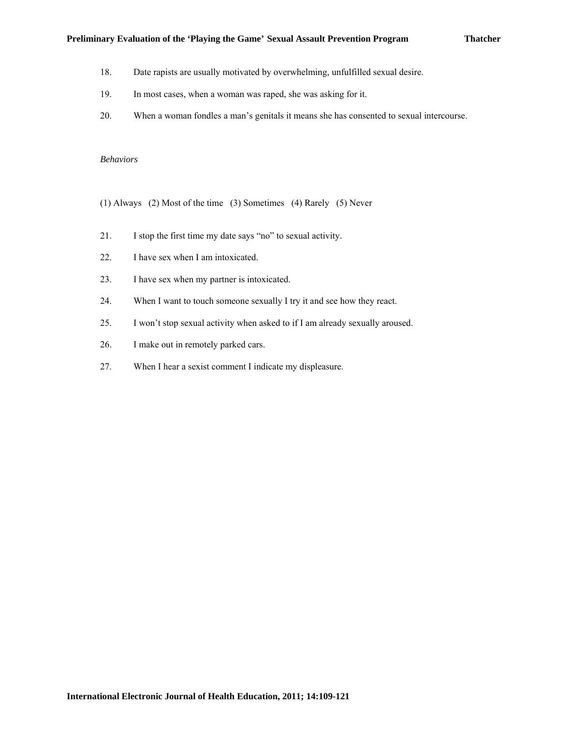18. Date rapists are usually motivated by overwhelming, unfulfilled sexual desire.

19. In most cases, when a woman was raped, she was asking for it.

20. When a woman fondles a man's genitals it means she has consented to sexual intercourse.

*Behaviors*

(1) Always (2) Most of the time (3) Sometimes (4) Rarely (5) Never

21. I stop the first time my date says "no" to sexual activity.

22. I have sex when I am intoxicated.

23. I have sex when my partner is intoxicated.

24. When I want to touch someone sexually I try it and see how they react.

25. I won't stop sexual activity when asked to if I am already sexually aroused.

26. I make out in remotely parked cars.

27. When I hear a sexist comment I indicate my displeasure.